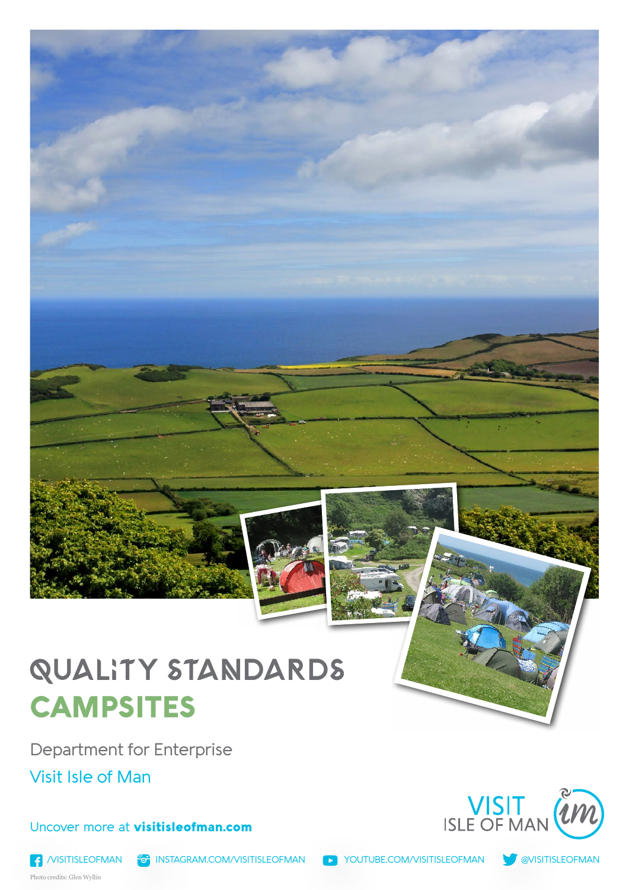# QUALITY STANDARDS
# CAMPSITES

Department for Enterprise

Visit Isle of Man

Uncover more at **visitisleofman.com**

VISIT ISLE OF MAN

/VISITISLEOFMAN INSTAGRAM.COM/VISITISLEOFMAN YOUTUBE.COM/VISITISLEOFMAN @VISITISLEOFMAN

Photo credits: Glen Wyllin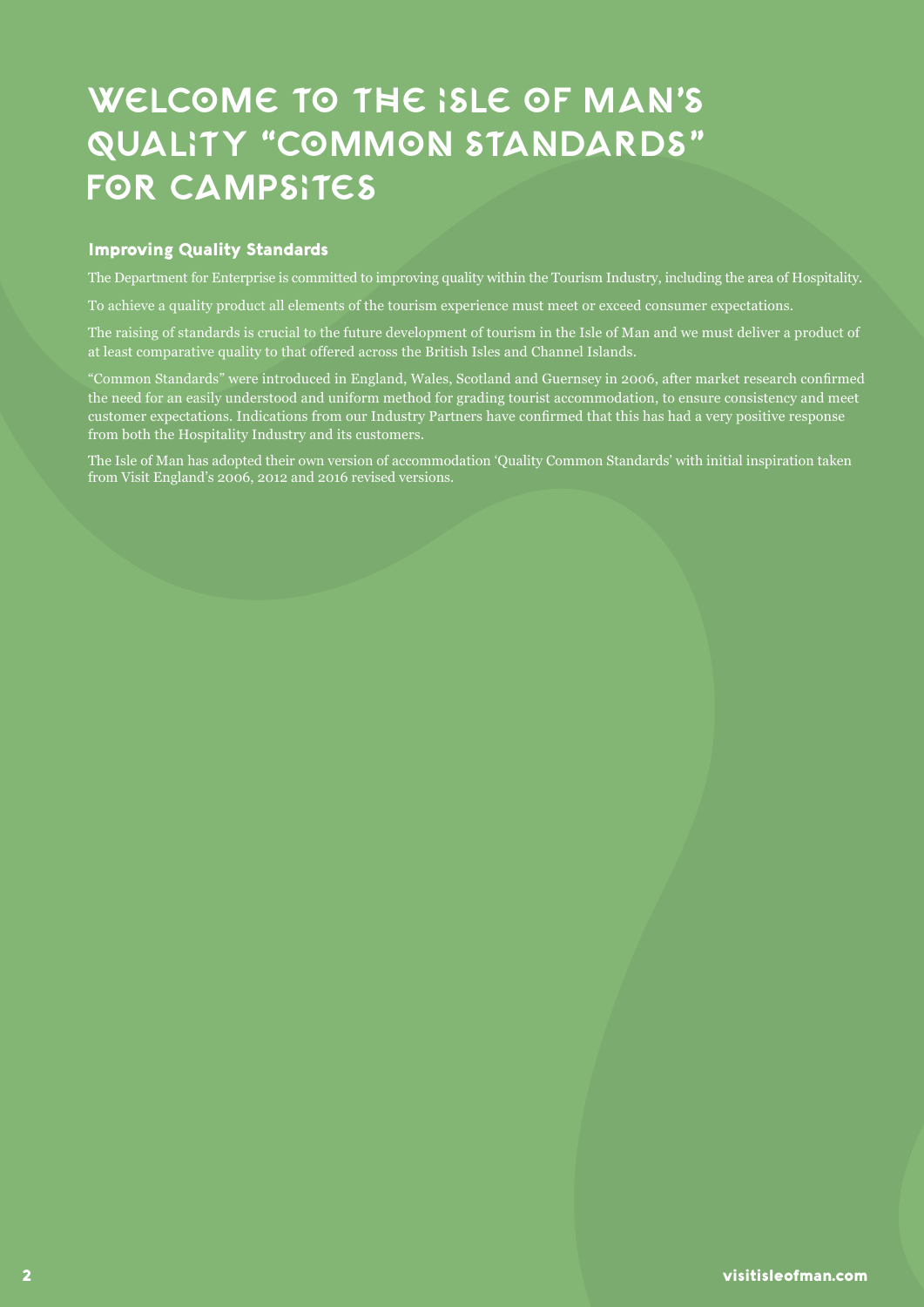# WELCOME TO THE ISLE OF MAN'S QUALITY "COMMON STANDARDS" FOR CAMPSITES

## Improving Quality Standards

The Department for Enterprise is committed to improving quality within the Tourism Industry, including the area of Hospitality.

To achieve a quality product all elements of the tourism experience must meet or exceed consumer expectations.

The raising of standards is crucial to the future development of tourism in the Isle of Man and we must deliver a product of at least comparative quality to that offered across the British Isles and Channel Islands.

"Common Standards" were introduced in England, Wales, Scotland and Guernsey in 2006, after market research confirmed the need for an easily understood and uniform method for grading tourist accommodation, to ensure consistency and meet customer expectations. Indications from our Industry Partners have confirmed that this has had a very positive response from both the Hospitality Industry and its customers.

The Isle of Man has adopted their own version of accommodation 'Quality Common Standards' with initial inspiration taken from Visit England's 2006, 2012 and 2016 revised versions.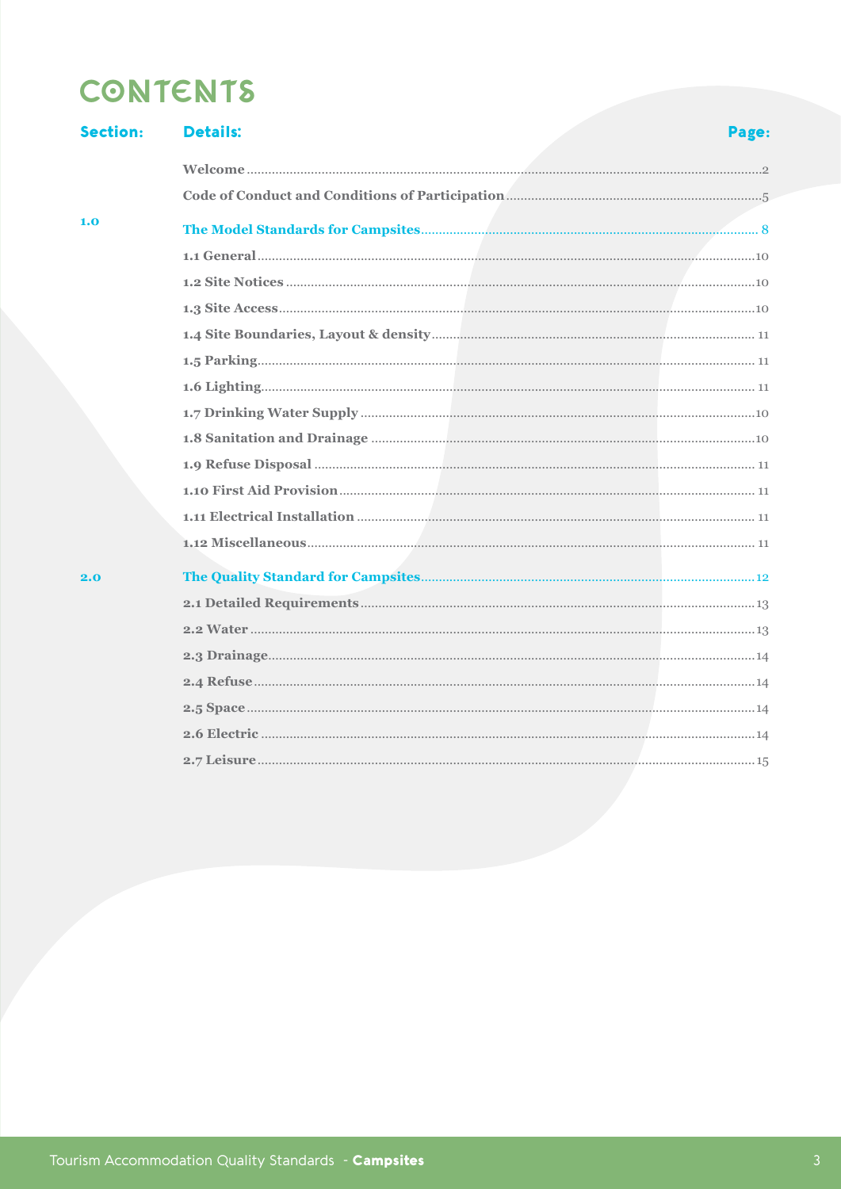# CONTENTS

| Section: | Details: | Page: |
|---|---|---|
| | Welcome | 2 |
| | Code of Conduct and Conditions of Participation | 5 |
| 1.0 | The Model Standards for Campsites | 8 |
| | 1.1 General | 10 |
| | 1.2 Site Notices | 10 |
| | 1.3 Site Access | 10 |
| | 1.4 Site Boundaries, Layout & density | 11 |
| | 1.5 Parking | 11 |
| | 1.6 Lighting | 11 |
| | 1.7 Drinking Water Supply | 10 |
| | 1.8 Sanitation and Drainage | 10 |
| | 1.9 Refuse Disposal | 11 |
| | 1.10 First Aid Provision | 11 |
| | 1.11 Electrical Installation | 11 |
| | 1.12 Miscellaneous | 11 |
| 2.0 | The Quality Standard for Campsites | 12 |
| | 2.1 Detailed Requirements | 13 |
| | 2.2 Water | 13 |
| | 2.3 Drainage | 14 |
| | 2.4 Refuse | 14 |
| | 2.5 Space | 14 |
| | 2.6 Electric | 14 |
| | 2.7 Leisure | 15 |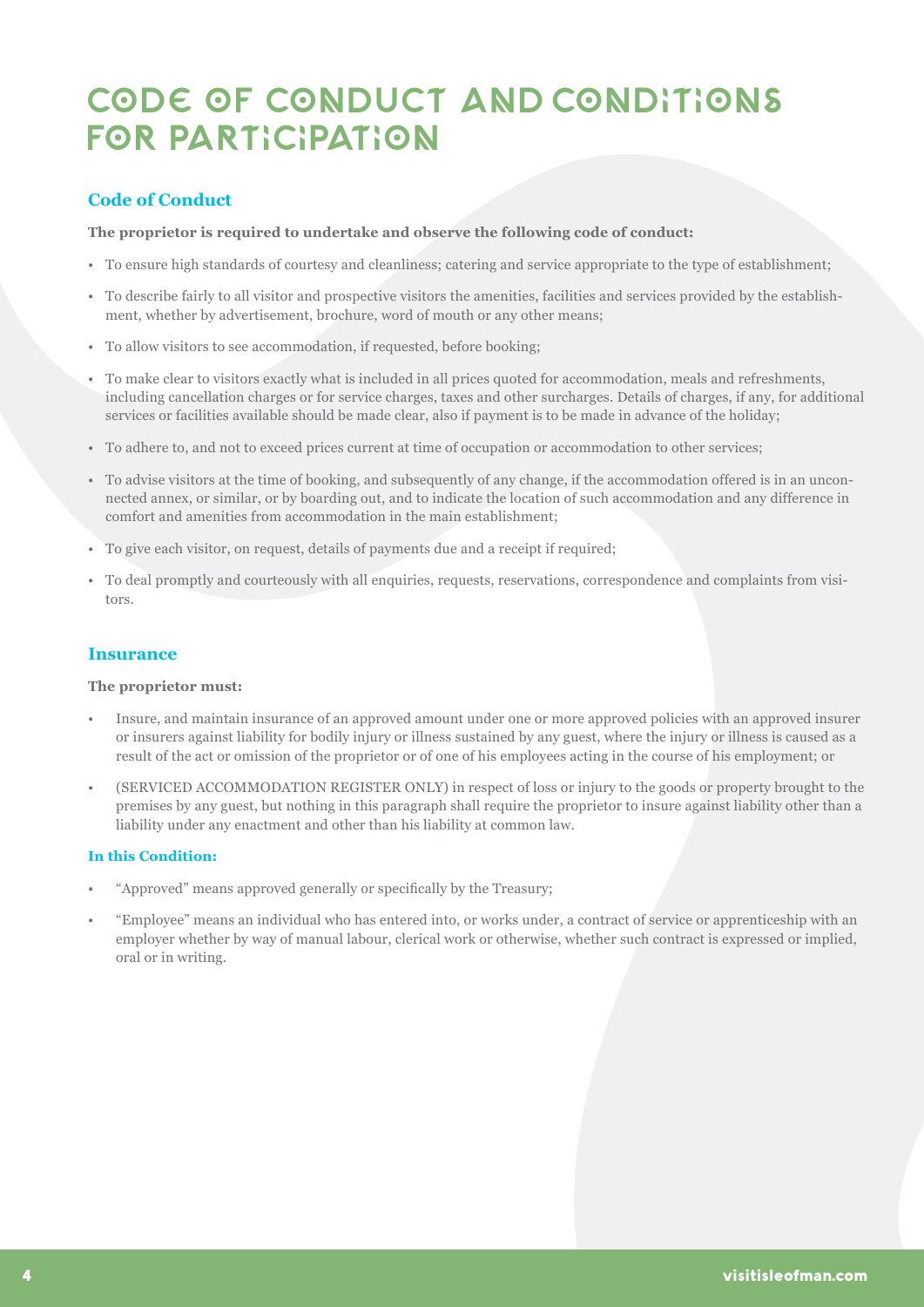# CODE OF CONDUCT AND CONDITIONS FOR PARTICIPATION

## Code of Conduct

**The proprietor is required to undertake and observe the following code of conduct:**

- To ensure high standards of courtesy and cleanliness; catering and service appropriate to the type of establishment;
- To describe fairly to all visitor and prospective visitors the amenities, facilities and services provided by the establishment, whether by advertisement, brochure, word of mouth or any other means;
- To allow visitors to see accommodation, if requested, before booking;
- To make clear to visitors exactly what is included in all prices quoted for accommodation, meals and refreshments, including cancellation charges or for service charges, taxes and other surcharges. Details of charges, if any, for additional services or facilities available should be made clear, also if payment is to be made in advance of the holiday;
- To adhere to, and not to exceed prices current at time of occupation or accommodation to other services;
- To advise visitors at the time of booking, and subsequently of any change, if the accommodation offered is in an unconnected annex, or similar, or by boarding out, and to indicate the location of such accommodation and any difference in comfort and amenities from accommodation in the main establishment;
- To give each visitor, on request, details of payments due and a receipt if required;
- To deal promptly and courteously with all enquiries, requests, reservations, correspondence and complaints from visitors.

## Insurance

**The proprietor must:**

- Insure, and maintain insurance of an approved amount under one or more approved policies with an approved insurer or insurers against liability for bodily injury or illness sustained by any guest, where the injury or illness is caused as a result of the act or omission of the proprietor or of one of his employees acting in the course of his employment; or
- (SERVICED ACCOMMODATION REGISTER ONLY) in respect of loss or injury to the goods or property brought to the premises by any guest, but nothing in this paragraph shall require the proprietor to insure against liability other than a liability under any enactment and other than his liability at common law.

### In this Condition:

- "Approved" means approved generally or specifically by the Treasury;
- "Employee" means an individual who has entered into, or works under, a contract of service or apprenticeship with an employer whether by way of manual labour, clerical work or otherwise, whether such contract is expressed or implied, oral or in writing.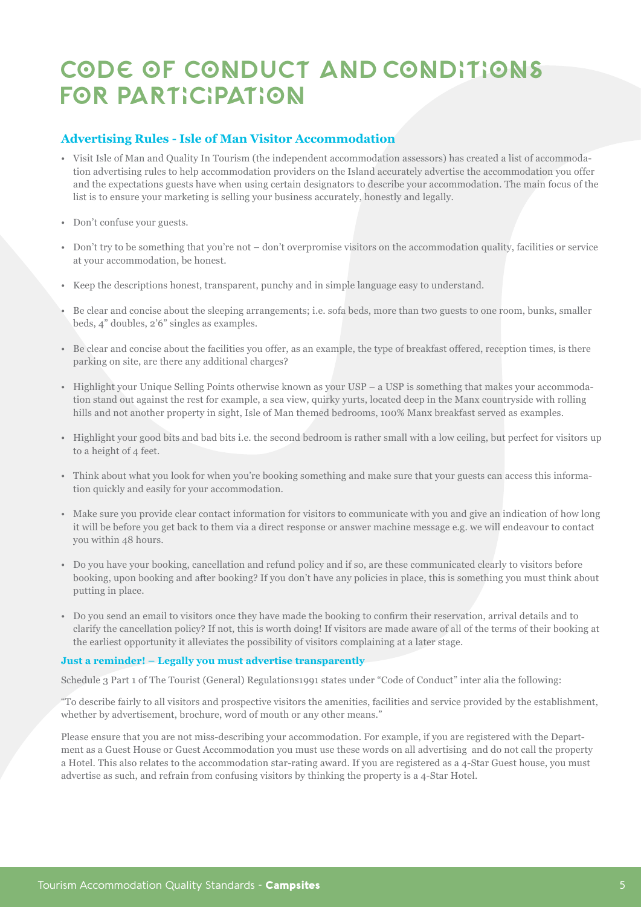# CODE OF CONDUCT AND CONDITIONS FOR PARTICIPATION

## Advertising Rules - Isle of Man Visitor Accommodation

- Visit Isle of Man and Quality In Tourism (the independent accommodation assessors) has created a list of accommodation advertising rules to help accommodation providers on the Island accurately advertise the accommodation you offer and the expectations guests have when using certain designators to describe your accommodation. The main focus of the list is to ensure your marketing is selling your business accurately, honestly and legally.
- Don't confuse your guests.
- Don't try to be something that you're not – don't overpromise visitors on the accommodation quality, facilities or service at your accommodation, be honest.
- Keep the descriptions honest, transparent, punchy and in simple language easy to understand.
- Be clear and concise about the sleeping arrangements; i.e. sofa beds, more than two guests to one room, bunks, smaller beds, 4" doubles, 2'6" singles as examples.
- Be clear and concise about the facilities you offer, as an example, the type of breakfast offered, reception times, is there parking on site, are there any additional charges?
- Highlight your Unique Selling Points otherwise known as your USP – a USP is something that makes your accommodation stand out against the rest for example, a sea view, quirky yurts, located deep in the Manx countryside with rolling hills and not another property in sight, Isle of Man themed bedrooms, 100% Manx breakfast served as examples.
- Highlight your good bits and bad bits i.e. the second bedroom is rather small with a low ceiling, but perfect for visitors up to a height of 4 feet.
- Think about what you look for when you're booking something and make sure that your guests can access this information quickly and easily for your accommodation.
- Make sure you provide clear contact information for visitors to communicate with you and give an indication of how long it will be before you get back to them via a direct response or answer machine message e.g. we will endeavour to contact you within 48 hours.
- Do you have your booking, cancellation and refund policy and if so, are these communicated clearly to visitors before booking, upon booking and after booking? If you don't have any policies in place, this is something you must think about putting in place.
- Do you send an email to visitors once they have made the booking to confirm their reservation, arrival details and to clarify the cancellation policy? If not, this is worth doing! If visitors are made aware of all of the terms of their booking at the earliest opportunity it alleviates the possibility of visitors complaining at a later stage.

**Just a reminder! – Legally you must advertise transparently**

Schedule 3 Part 1 of The Tourist (General) Regulations1991 states under "Code of Conduct" inter alia the following:

"To describe fairly to all visitors and prospective visitors the amenities, facilities and service provided by the establishment, whether by advertisement, brochure, word of mouth or any other means."

Please ensure that you are not miss-describing your accommodation. For example, if you are registered with the Department as a Guest House or Guest Accommodation you must use these words on all advertising and do not call the property a Hotel. This also relates to the accommodation star-rating award. If you are registered as a 4-Star Guest house, you must advertise as such, and refrain from confusing visitors by thinking the property is a 4-Star Hotel.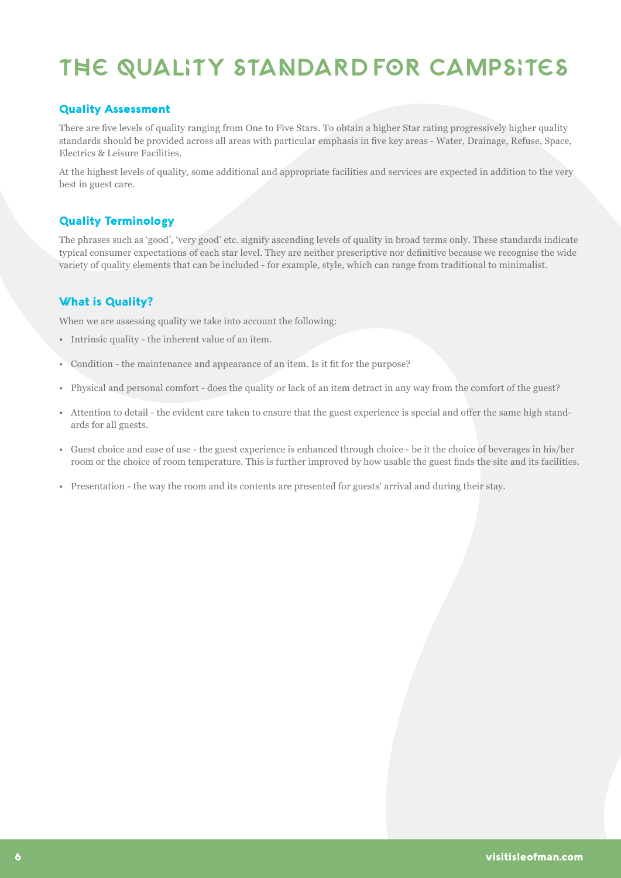# THE QUALITY STANDARD FOR CAMPSITES

## Quality Assessment

There are five levels of quality ranging from One to Five Stars. To obtain a higher Star rating progressively higher quality standards should be provided across all areas with particular emphasis in five key areas - Water, Drainage, Refuse, Space, Electrics & Leisure Facilities.

At the highest levels of quality, some additional and appropriate facilities and services are expected in addition to the very best in guest care.

## Quality Terminology

The phrases such as 'good', 'very good' etc. signify ascending levels of quality in broad terms only. These standards indicate typical consumer expectations of each star level. They are neither prescriptive nor definitive because we recognise the wide variety of quality elements that can be included - for example, style, which can range from traditional to minimalist.

## What is Quality?

When we are assessing quality we take into account the following:

- Intrinsic quality - the inherent value of an item.
- Condition - the maintenance and appearance of an item. Is it fit for the purpose?
- Physical and personal comfort - does the quality or lack of an item detract in any way from the comfort of the guest?
- Attention to detail - the evident care taken to ensure that the guest experience is special and offer the same high standards for all guests.
- Guest choice and ease of use - the guest experience is enhanced through choice - be it the choice of beverages in his/her room or the choice of room temperature. This is further improved by how usable the guest finds the site and its facilities.
- Presentation - the way the room and its contents are presented for guests' arrival and during their stay.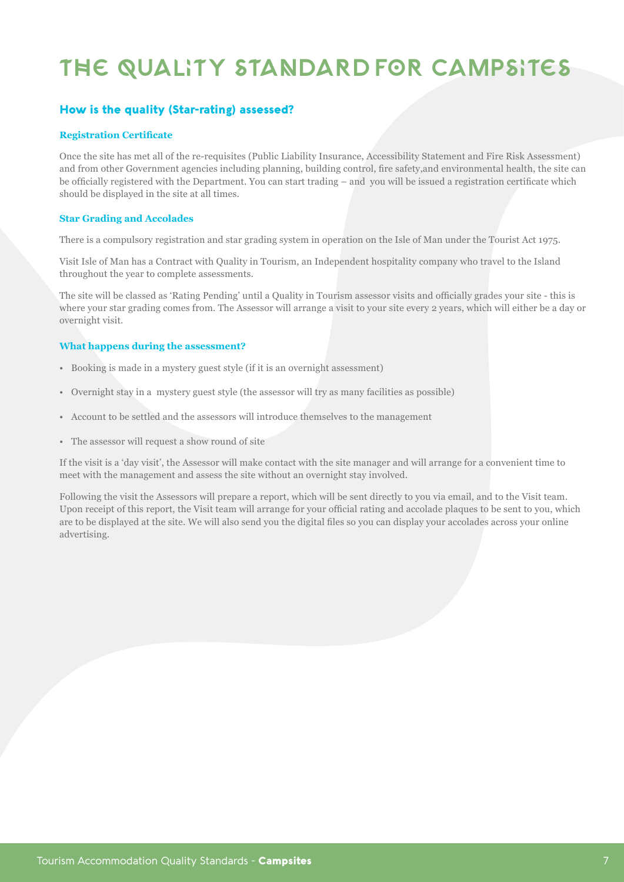# THE QUALITY STANDARD FOR CAMPSITES

## How is the quality (Star-rating) assessed?

### Registration Certificate

Once the site has met all of the re-requisites (Public Liability Insurance, Accessibility Statement and Fire Risk Assessment) and from other Government agencies including planning, building control, fire safety,and environmental health, the site can be officially registered with the Department. You can start trading – and you will be issued a registration certificate which should be displayed in the site at all times.

### Star Grading and Accolades

There is a compulsory registration and star grading system in operation on the Isle of Man under the Tourist Act 1975.

Visit Isle of Man has a Contract with Quality in Tourism, an Independent hospitality company who travel to the Island throughout the year to complete assessments.

The site will be classed as 'Rating Pending' until a Quality in Tourism assessor visits and officially grades your site - this is where your star grading comes from. The Assessor will arrange a visit to your site every 2 years, which will either be a day or overnight visit.

### What happens during the assessment?

- Booking is made in a mystery guest style (if it is an overnight assessment)
- Overnight stay in a mystery guest style (the assessor will try as many facilities as possible)
- Account to be settled and the assessors will introduce themselves to the management
- The assessor will request a show round of site

If the visit is a 'day visit', the Assessor will make contact with the site manager and will arrange for a convenient time to meet with the management and assess the site without an overnight stay involved.

Following the visit the Assessors will prepare a report, which will be sent directly to you via email, and to the Visit team. Upon receipt of this report, the Visit team will arrange for your official rating and accolade plaques to be sent to you, which are to be displayed at the site. We will also send you the digital files so you can display your accolades across your online advertising.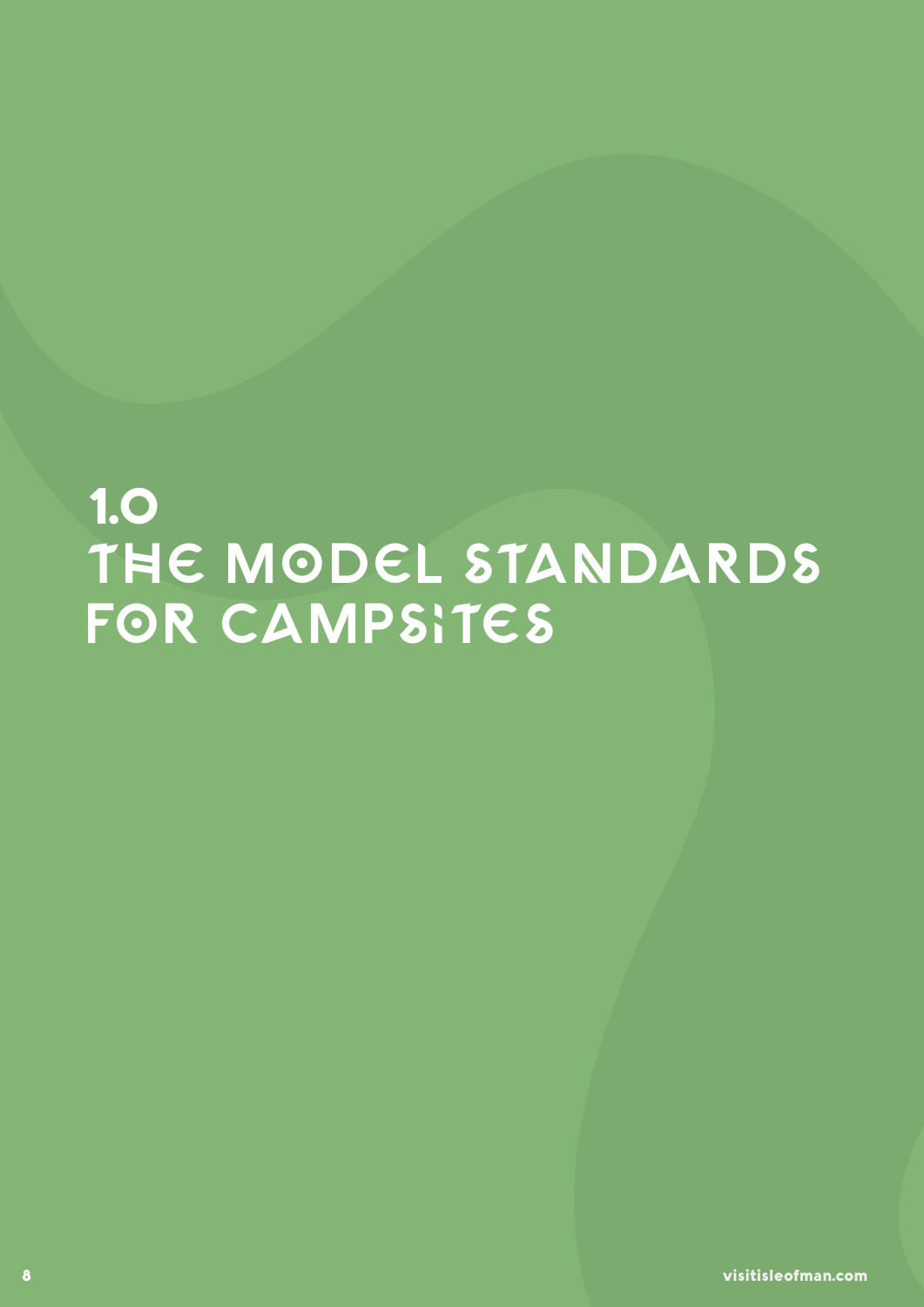# 1.0 THE MODEL STANDARDS FOR CAMPSITES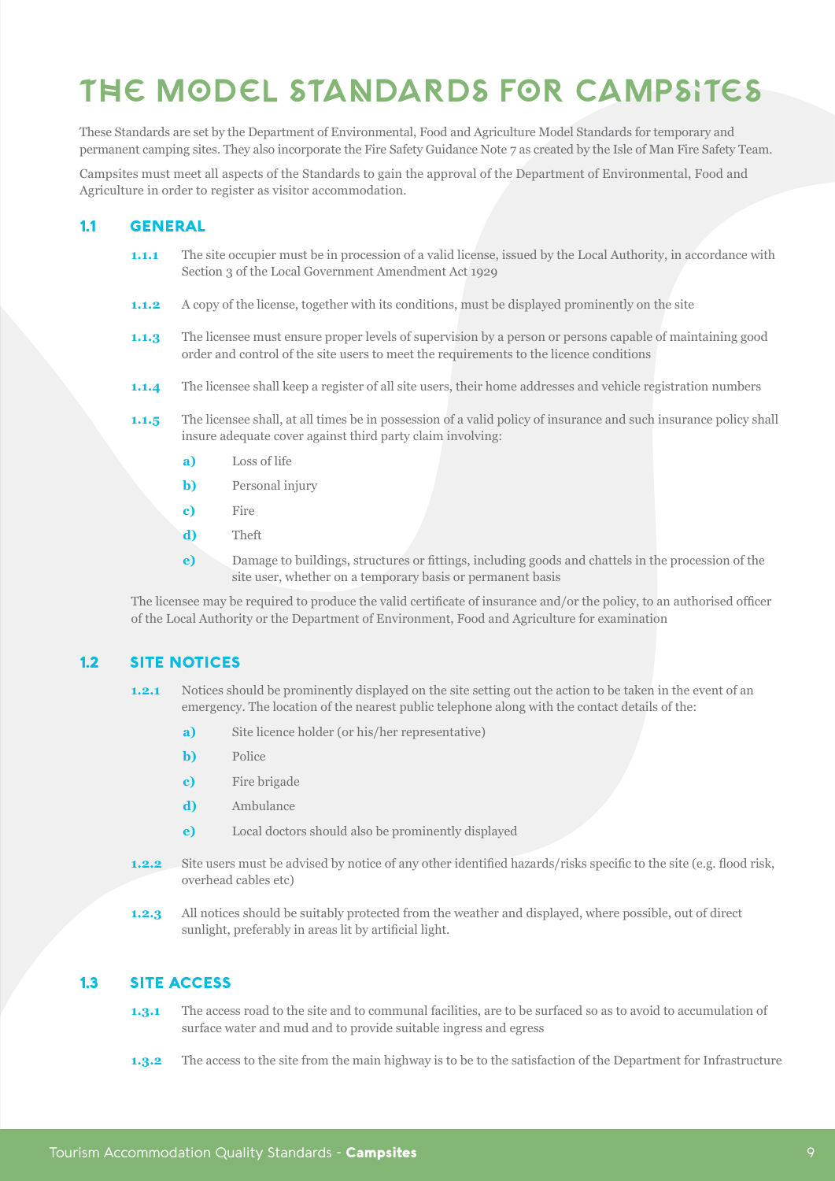# THE MODEL STANDARDS FOR CAMPSITES

These Standards are set by the Department of Environmental, Food and Agriculture Model Standards for temporary and permanent camping sites. They also incorporate the Fire Safety Guidance Note 7 as created by the Isle of Man Fire Safety Team.

Campsites must meet all aspects of the Standards to gain the approval of the Department of Environmental, Food and Agriculture in order to register as visitor accommodation.

## 1.1 GENERAL

**1.1.1** The site occupier must be in procession of a valid license, issued by the Local Authority, in accordance with Section 3 of the Local Government Amendment Act 1929

**1.1.2** A copy of the license, together with its conditions, must be displayed prominently on the site

**1.1.3** The licensee must ensure proper levels of supervision by a person or persons capable of maintaining good order and control of the site users to meet the requirements to the licence conditions

**1.1.4** The licensee shall keep a register of all site users, their home addresses and vehicle registration numbers

**1.1.5** The licensee shall, at all times be in possession of a valid policy of insurance and such insurance policy shall insure adequate cover against third party claim involving:

- **a)** Loss of life
- **b)** Personal injury
- **c)** Fire
- **d)** Theft
- **e)** Damage to buildings, structures or fittings, including goods and chattels in the procession of the site user, whether on a temporary basis or permanent basis

The licensee may be required to produce the valid certificate of insurance and/or the policy, to an authorised officer of the Local Authority or the Department of Environment, Food and Agriculture for examination

## 1.2 SITE NOTICES

**1.2.1** Notices should be prominently displayed on the site setting out the action to be taken in the event of an emergency. The location of the nearest public telephone along with the contact details of the:

- **a)** Site licence holder (or his/her representative)
- **b)** Police
- **c)** Fire brigade
- **d)** Ambulance
- **e)** Local doctors should also be prominently displayed

**1.2.2** Site users must be advised by notice of any other identified hazards/risks specific to the site (e.g. flood risk, overhead cables etc)

**1.2.3** All notices should be suitably protected from the weather and displayed, where possible, out of direct sunlight, preferably in areas lit by artificial light.

## 1.3 SITE ACCESS

**1.3.1** The access road to the site and to communal facilities, are to be surfaced so as to avoid to accumulation of surface water and mud and to provide suitable ingress and egress

**1.3.2** The access to the site from the main highway is to be to the satisfaction of the Department for Infrastructure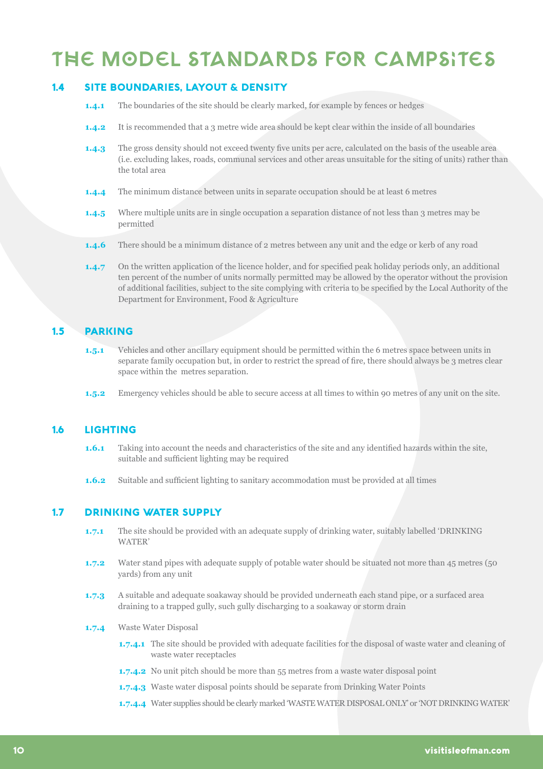# THE MODEL STANDARDS FOR CAMPSITES

## 1.4 SITE BOUNDARIES, LAYOUT & DENSITY

**1.4.1** The boundaries of the site should be clearly marked, for example by fences or hedges

**1.4.2** It is recommended that a 3 metre wide area should be kept clear within the inside of all boundaries

**1.4.3** The gross density should not exceed twenty five units per acre, calculated on the basis of the useable area (i.e. excluding lakes, roads, communal services and other areas unsuitable for the siting of units) rather than the total area

**1.4.4** The minimum distance between units in separate occupation should be at least 6 metres

**1.4.5** Where multiple units are in single occupation a separation distance of not less than 3 metres may be permitted

**1.4.6** There should be a minimum distance of 2 metres between any unit and the edge or kerb of any road

**1.4.7** On the written application of the licence holder, and for specified peak holiday periods only, an additional ten percent of the number of units normally permitted may be allowed by the operator without the provision of additional facilities, subject to the site complying with criteria to be specified by the Local Authority of the Department for Environment, Food & Agriculture

## 1.5 PARKING

**1.5.1** Vehicles and other ancillary equipment should be permitted within the 6 metres space between units in separate family occupation but, in order to restrict the spread of fire, there should always be 3 metres clear space within the  metres separation.

**1.5.2** Emergency vehicles should be able to secure access at all times to within 90 metres of any unit on the site.

## 1.6 LIGHTING

**1.6.1** Taking into account the needs and characteristics of the site and any identified hazards within the site, suitable and sufficient lighting may be required

**1.6.2** Suitable and sufficient lighting to sanitary accommodation must be provided at all times

## 1.7 DRINKING WATER SUPPLY

**1.7.1** The site should be provided with an adequate supply of drinking water, suitably labelled 'DRINKING WATER'

**1.7.2** Water stand pipes with adequate supply of potable water should be situated not more than 45 metres (50 yards) from any unit

**1.7.3** A suitable and adequate soakaway should be provided underneath each stand pipe, or a surfaced area draining to a trapped gully, such gully discharging to a soakaway or storm drain

**1.7.4** Waste Water Disposal

- **1.7.4.1** The site should be provided with adequate facilities for the disposal of waste water and cleaning of waste water receptacles
- **1.7.4.2** No unit pitch should be more than 55 metres from a waste water disposal point
- **1.7.4.3** Waste water disposal points should be separate from Drinking Water Points
- **1.7.4.4** Water supplies should be clearly marked 'WASTE WATER DISPOSAL ONLY' or 'NOT DRINKING WATER'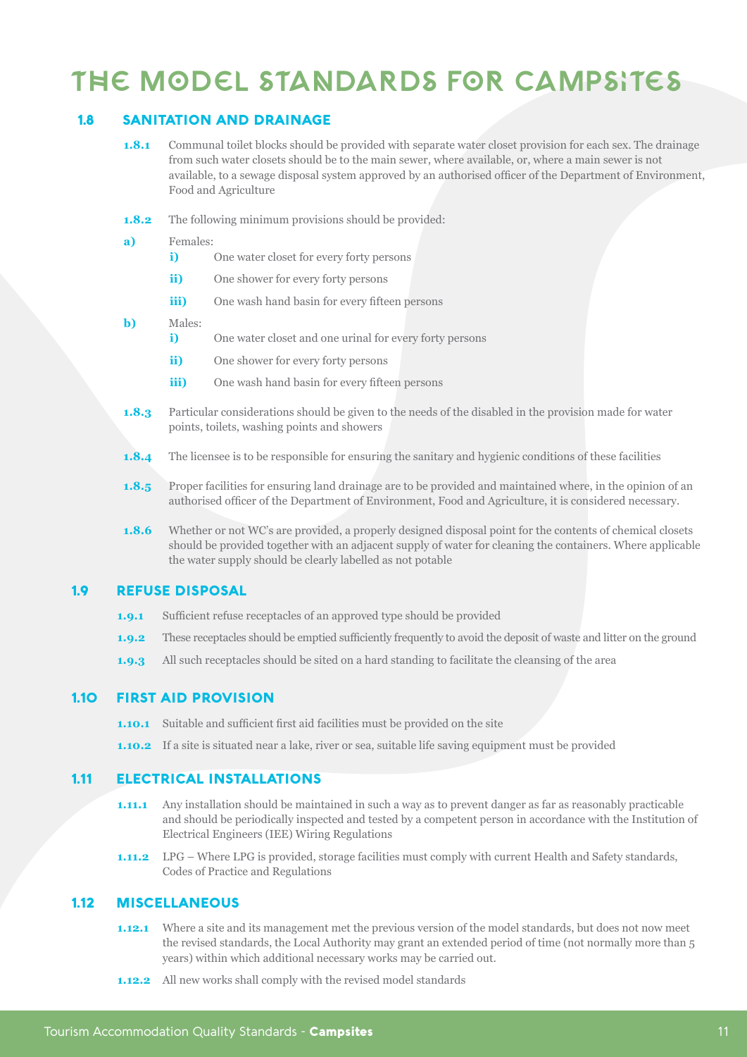# THE MODEL STANDARDS FOR CAMPSITES

## 1.8 SANITATION AND DRAINAGE

**1.8.1** Communal toilet blocks should be provided with separate water closet provision for each sex. The drainage from such water closets should be to the main sewer, where available, or, where a main sewer is not available, to a sewage disposal system approved by an authorised officer of the Department of Environment, Food and Agriculture

**1.8.2** The following minimum provisions should be provided:

**a)** Females:

- **i)** One water closet for every forty persons
- **ii)** One shower for every forty persons
- **iii)** One wash hand basin for every fifteen persons

**b)** Males:

- **i)** One water closet and one urinal for every forty persons
- **ii)** One shower for every forty persons
- **iii)** One wash hand basin for every fifteen persons

**1.8.3** Particular considerations should be given to the needs of the disabled in the provision made for water points, toilets, washing points and showers

**1.8.4** The licensee is to be responsible for ensuring the sanitary and hygienic conditions of these facilities

**1.8.5** Proper facilities for ensuring land drainage are to be provided and maintained where, in the opinion of an authorised officer of the Department of Environment, Food and Agriculture, it is considered necessary.

**1.8.6** Whether or not WC's are provided, a properly designed disposal point for the contents of chemical closets should be provided together with an adjacent supply of water for cleaning the containers. Where applicable the water supply should be clearly labelled as not potable

## 1.9 REFUSE DISPOSAL

**1.9.1** Sufficient refuse receptacles of an approved type should be provided

**1.9.2** These receptacles should be emptied sufficiently frequently to avoid the deposit of waste and litter on the ground

**1.9.3** All such receptacles should be sited on a hard standing to facilitate the cleansing of the area

## 1.10 FIRST AID PROVISION

**1.10.1** Suitable and sufficient first aid facilities must be provided on the site

**1.10.2** If a site is situated near a lake, river or sea, suitable life saving equipment must be provided

## 1.11 ELECTRICAL INSTALLATIONS

**1.11.1** Any installation should be maintained in such a way as to prevent danger as far as reasonably practicable and should be periodically inspected and tested by a competent person in accordance with the Institution of Electrical Engineers (IEE) Wiring Regulations

**1.11.2** LPG – Where LPG is provided, storage facilities must comply with current Health and Safety standards, Codes of Practice and Regulations

## 1.12 MISCELLANEOUS

**1.12.1** Where a site and its management met the previous version of the model standards, but does not now meet the revised standards, the Local Authority may grant an extended period of time (not normally more than 5 years) within which additional necessary works may be carried out.

**1.12.2** All new works shall comply with the revised model standards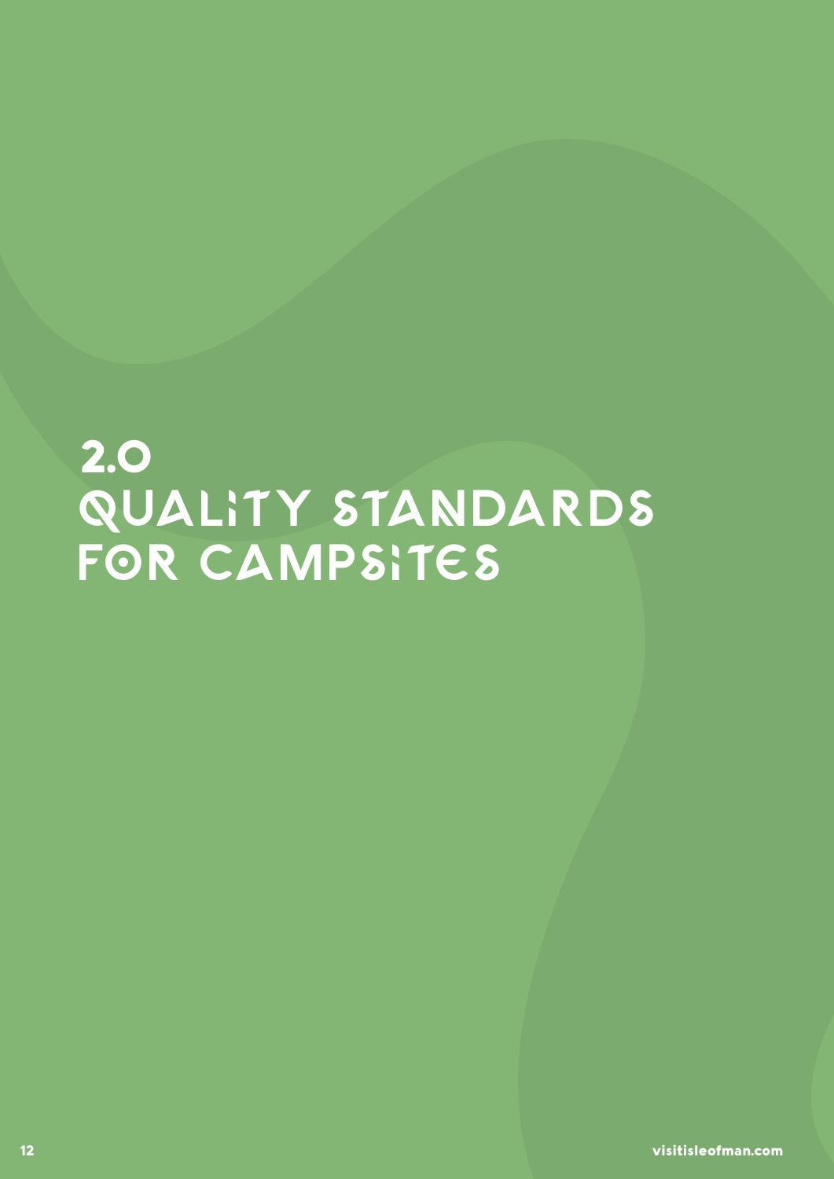# 2.0 QUALITY STANDARDS FOR CAMPSITES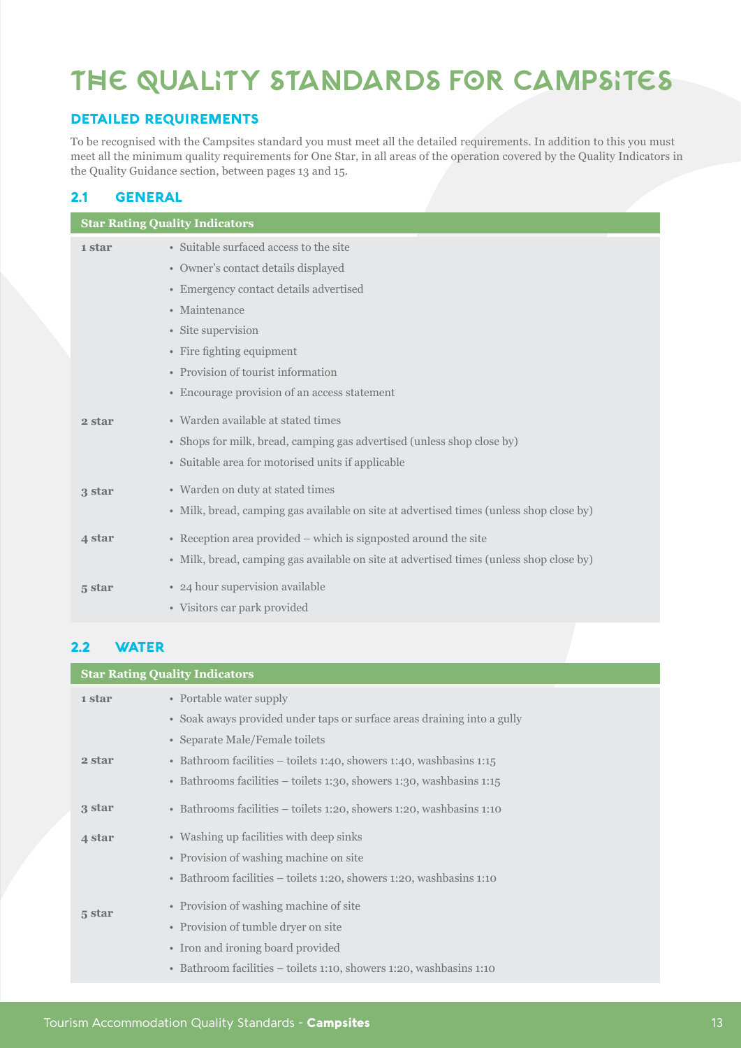# THE QUALITY STANDARDS FOR CAMPSITES

## DETAILED REQUIREMENTS

To be recognised with the Campsites standard you must meet all the detailed requirements. In addition to this you must meet all the minimum quality requirements for One Star, in all areas of the operation covered by the Quality Indicators in the Quality Guidance section, between pages 13 and 15.

### 2.1 GENERAL

| Star Rating Quality Indicators | |
|---|---|
| **1 star** | • Suitable surfaced access to the site<br>• Owner's contact details displayed<br>• Emergency contact details advertised<br>• Maintenance<br>• Site supervision<br>• Fire fighting equipment<br>• Provision of tourist information<br>• Encourage provision of an access statement |
| **2 star** | • Warden available at stated times<br>• Shops for milk, bread, camping gas advertised (unless shop close by)<br>• Suitable area for motorised units if applicable |
| **3 star** | • Warden on duty at stated times<br>• Milk, bread, camping gas available on site at advertised times (unless shop close by) |
| **4 star** | • Reception area provided – which is signposted around the site<br>• Milk, bread, camping gas available on site at advertised times (unless shop close by) |
| **5 star** | • 24 hour supervision available<br>• Visitors car park provided |

### 2.2 WATER

| Star Rating Quality Indicators | |
|---|---|
| **1 star** | • Portable water supply<br>• Soak aways provided under taps or surface areas draining into a gully<br>• Separate Male/Female toilets |
| **2 star** | • Bathroom facilities – toilets 1:40, showers 1:40, washbasins 1:15<br>• Bathrooms facilities – toilets 1:30, showers 1:30, washbasins 1:15 |
| **3 star** | • Bathrooms facilities – toilets 1:20, showers 1:20, washbasins 1:10 |
| **4 star** | • Washing up facilities with deep sinks<br>• Provision of washing machine on site<br>• Bathroom facilities – toilets 1:20, showers 1:20, washbasins 1:10 |
| **5 star** | • Provision of washing machine of site<br>• Provision of tumble dryer on site<br>• Iron and ironing board provided<br>• Bathroom facilities – toilets 1:10, showers 1:20, washbasins 1:10 |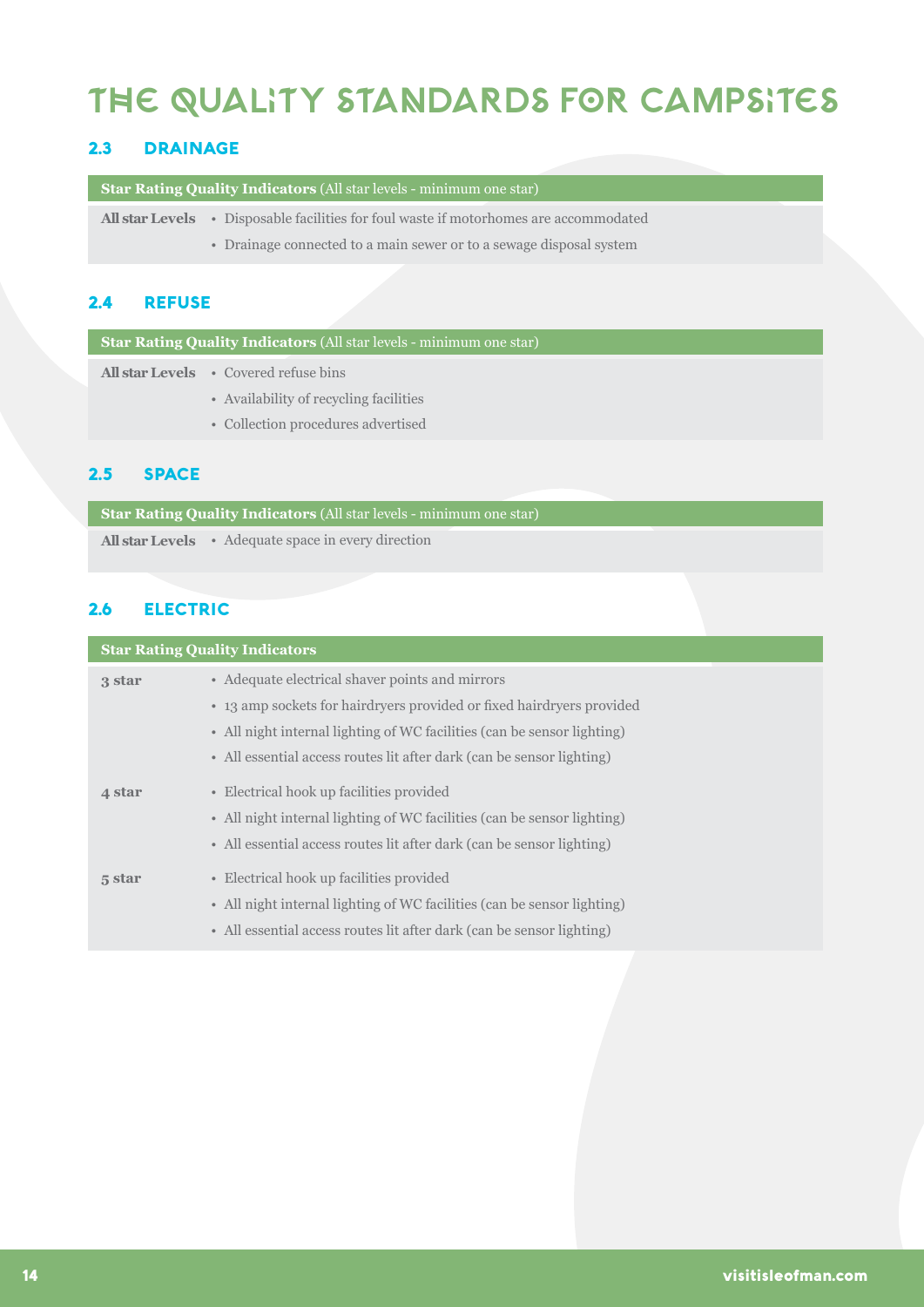# THE QUALITY STANDARDS FOR CAMPSITES

## 2.3 DRAINAGE

| **Star Rating Quality Indicators** (All star levels - minimum one star) | |
|---|---|
| **All star Levels** | • Disposable facilities for foul waste if motorhomes are accommodated<br>• Drainage connected to a main sewer or to a sewage disposal system |

## 2.4 REFUSE

| **Star Rating Quality Indicators** (All star levels - minimum one star) | |
|---|---|
| **All star Levels** | • Covered refuse bins<br>• Availability of recycling facilities<br>• Collection procedures advertised |

## 2.5 SPACE

| **Star Rating Quality Indicators** (All star levels - minimum one star) | |
|---|---|
| **All star Levels** | • Adequate space in every direction |

## 2.6 ELECTRIC

| **Star Rating Quality Indicators** | |
|---|---|
| **3 star** | • Adequate electrical shaver points and mirrors<br>• 13 amp sockets for hairdryers provided or fixed hairdryers provided<br>• All night internal lighting of WC facilities (can be sensor lighting)<br>• All essential access routes lit after dark (can be sensor lighting) |
| **4 star** | • Electrical hook up facilities provided<br>• All night internal lighting of WC facilities (can be sensor lighting)<br>• All essential access routes lit after dark (can be sensor lighting) |
| **5 star** | • Electrical hook up facilities provided<br>• All night internal lighting of WC facilities (can be sensor lighting)<br>• All essential access routes lit after dark (can be sensor lighting) |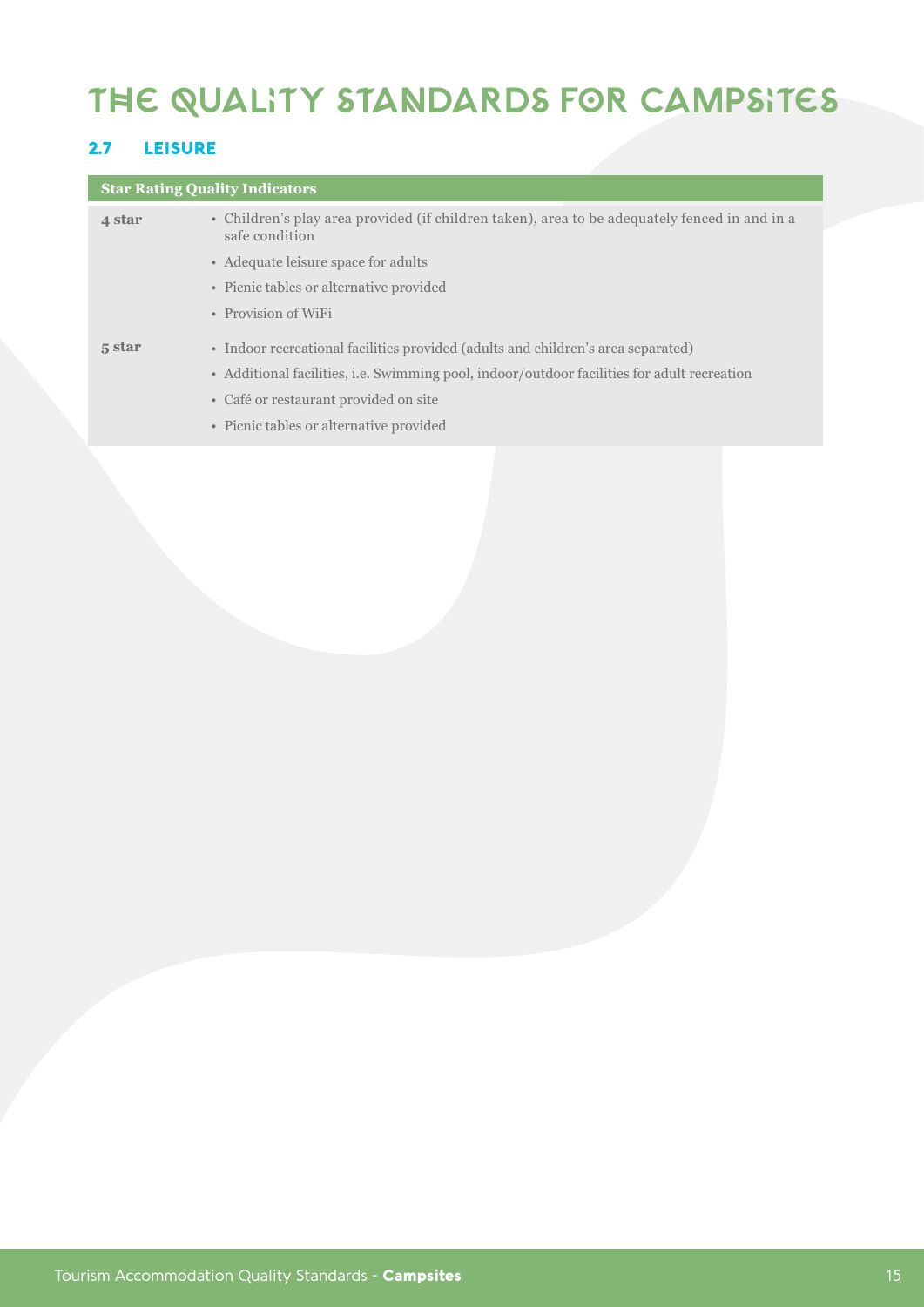# THE QUALITY STANDARDS FOR CAMPSITES

## 2.7 LEISURE

| Star Rating Quality Indicators | |
|---|---|
| **4 star** | • Children's play area provided (if children taken), area to be adequately fenced in and in a safe condition<br>• Adequate leisure space for adults<br>• Picnic tables or alternative provided<br>• Provision of WiFi |
| **5 star** | • Indoor recreational facilities provided (adults and children's area separated)<br>• Additional facilities, i.e. Swimming pool, indoor/outdoor facilities for adult recreation<br>• Café or restaurant provided on site<br>• Picnic tables or alternative provided |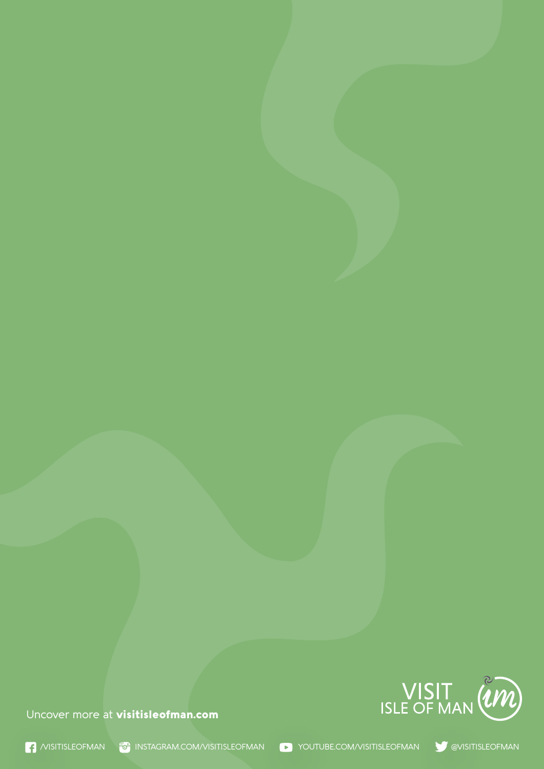Uncover more at **visitisleofman.com**

VISIT ISLE OF MAN

/VISITISLEOFMAN INSTAGRAM.COM/VISITISLEOFMAN YOUTUBE.COM/VISITISLEOFMAN @VISITISLEOFMAN